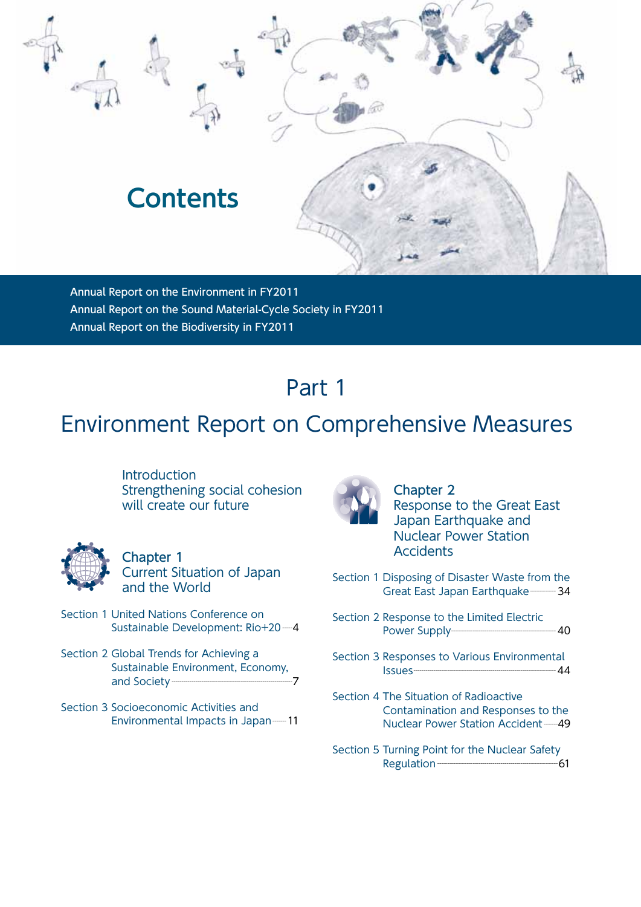# Contents

Annual Report on the Environment in FY2011
Annual Report on the Sound Material-Cycle Society in FY2011
Annual Report on the Biodiversity in FY2011

## Part 1

## Environment Report on Comprehensive Measures

### Introduction
### Strengthening social cohesion will create our future

### Chapter 1
### Current Situation of Japan and the World

Section 1 United Nations Conference on Sustainable Development: Rio+20 …… 4

Section 2 Global Trends for Achieving a Sustainable Environment, Economy, and Society …… 7

Section 3 Socioeconomic Activities and Environmental Impacts in Japan …… 11

### Chapter 2
### Response to the Great East Japan Earthquake and Nuclear Power Station Accidents

Section 1 Disposing of Disaster Waste from the Great East Japan Earthquake …… 34

Section 2 Response to the Limited Electric Power Supply …… 40

Section 3 Responses to Various Environmental Issues …… 44

Section 4 The Situation of Radioactive Contamination and Responses to the Nuclear Power Station Accident …… 49

Section 5 Turning Point for the Nuclear Safety Regulation …… 61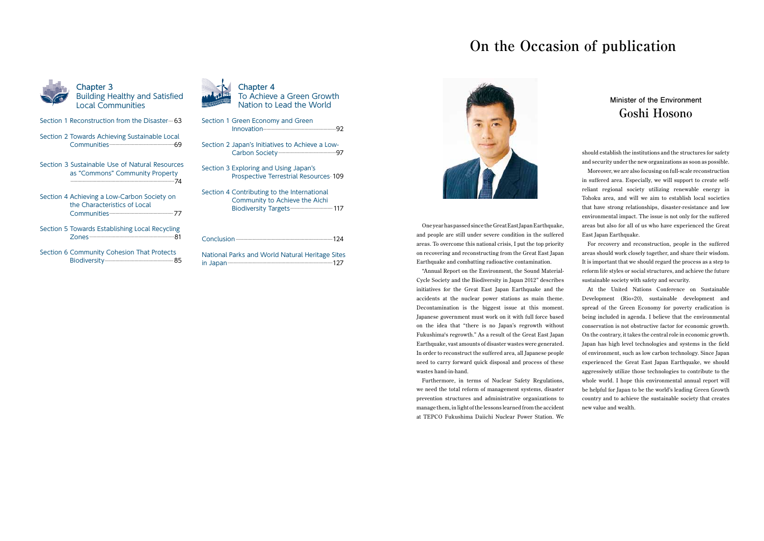## Chapter 3
## Building Healthy and Satisfied Local Communities

Section 1 Reconstruction from the Disaster……63

Section 2 Towards Achieving Sustainable Local Communities……69

Section 3 Sustainable Use of Natural Resources as "Commons" Community Property……74

Section 4 Achieving a Low-Carbon Society on the Characteristics of Local Communities……77

Section 5 Towards Establishing Local Recycling Zones……81

Section 6 Community Cohesion That Protects Biodiversity……85

## Chapter 4
## To Achieve a Green Growth Nation to Lead the World

Section 1 Green Economy and Green Innovation……92

Section 2 Japan's Initiatives to Achieve a Low-Carbon Society……97

Section 3 Exploring and Using Japan's Prospective Terrestrial Resources……109

Section 4 Contributing to the International Community to Achieve the Aichi Biodiversity Targets……117

Conclusion……124

National Parks and World Natural Heritage Sites in Japan……127

# On the Occasion of publication

Minister of the Environment
**Goshi Hosono**

One year has passed since the Great East Japan Earthquake, and people are still under severe condition in the suffered areas. To overcome this national crisis, I put the top priority on recovering and reconstructing from the Great East Japan Earthquake and combatting radioactive contamination.

"Annual Report on the Environment, the Sound Material-Cycle Society and the Biodiversity in Japan 2012" describes initiatives for the Great East Japan Earthquake and the accidents at the nuclear power stations as main theme. Decontamination is the biggest issue at this moment. Japanese government must work on it with full force based on the idea that "there is no Japan's regrowth without Fukushima's regrowth." As a result of the Great East Japan Earthquake, vast amounts of disaster wastes were generated. In order to reconstruct the suffered area, all Japanese people need to carry forward quick disposal and process of these wastes hand-in-hand.

Furthermore, in terms of Nuclear Safety Regulations, we need the total reform of management systems, disaster prevention structures and administrative organizations to manage them, in light of the lessons learned from the accident at TEPCO Fukushima Daiichi Nuclear Power Station. We should establish the institutions and the structures for safety and security under the new organizations as soon as possible.

Moreover, we are also focusing on full-scale reconstruction in suffered area. Especially, we will support to create self-reliant regional society utilizing renewable energy in Tohoku area, and will we aim to establish local societies that have strong relationships, disaster-resistance and low environmental impact. The issue is not only for the suffered areas but also for all of us who have experienced the Great East Japan Earthquake.

For recovery and reconstruction, people in the suffered areas should work closely together, and share their wisdom. It is important that we should regard the process as a step to reform life styles or social structures, and achieve the future sustainable society with safety and security.

At the United Nations Conference on Sustainable Development (Rio+20), sustainable development and spread of the Green Economy for poverty eradication is being included in agenda. I believe that the environmental conservation is not obstructive factor for economic growth. On the contrary, it takes the central role in economic growth. Japan has high level technologies and systems in the field of environment, such as low carbon technology. Since Japan experienced the Great East Japan Earthquake, we should aggressively utilize those technologies to contribute to the whole world. I hope this environmental annual report will be helpful for Japan to be the world's leading Green Growth country and to achieve the sustainable society that creates new value and wealth.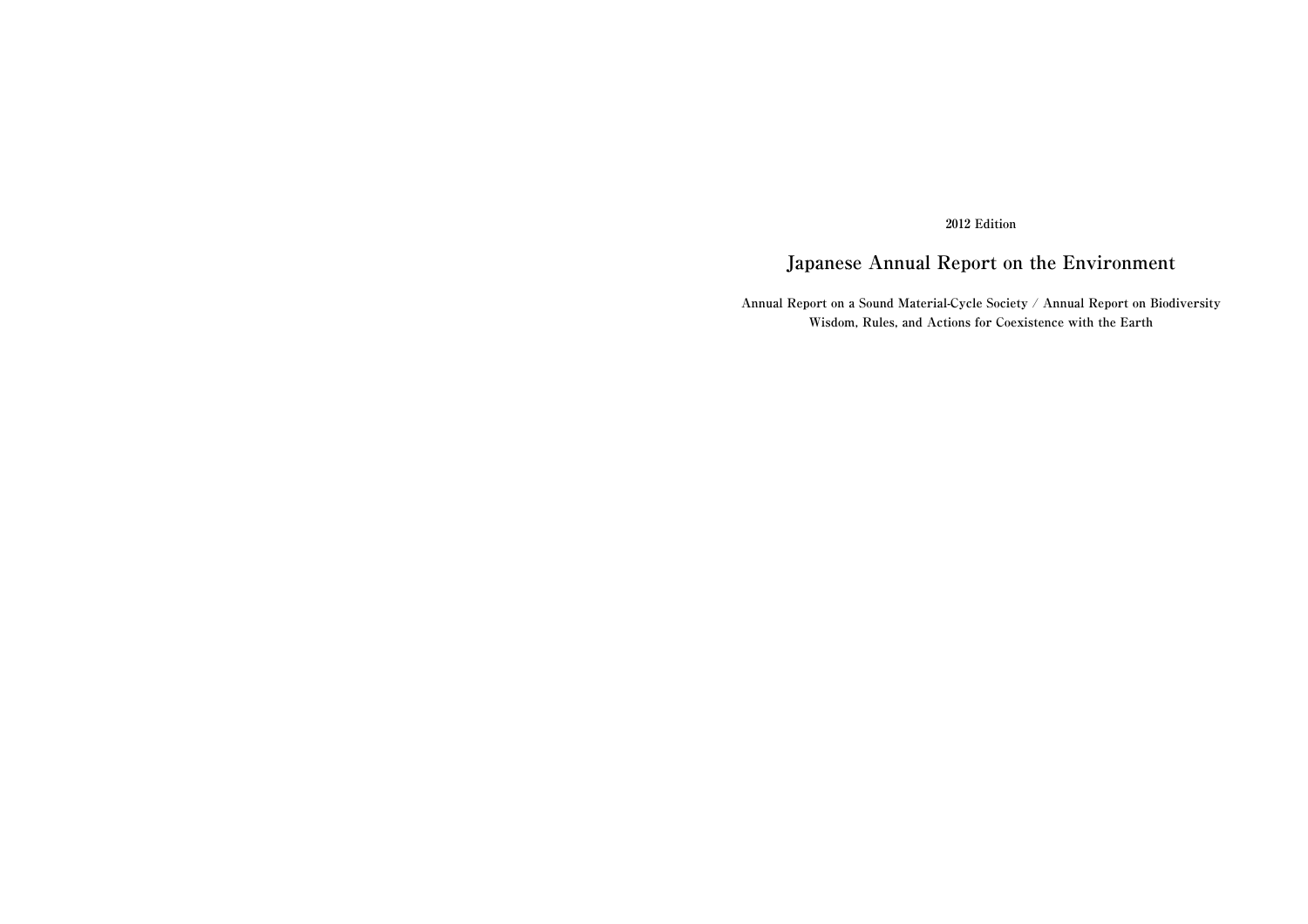2012 Edition

# Japanese Annual Report on the Environment

Annual Report on a Sound Material-Cycle Society / Annual Report on Biodiversity
Wisdom, Rules, and Actions for Coexistence with the Earth